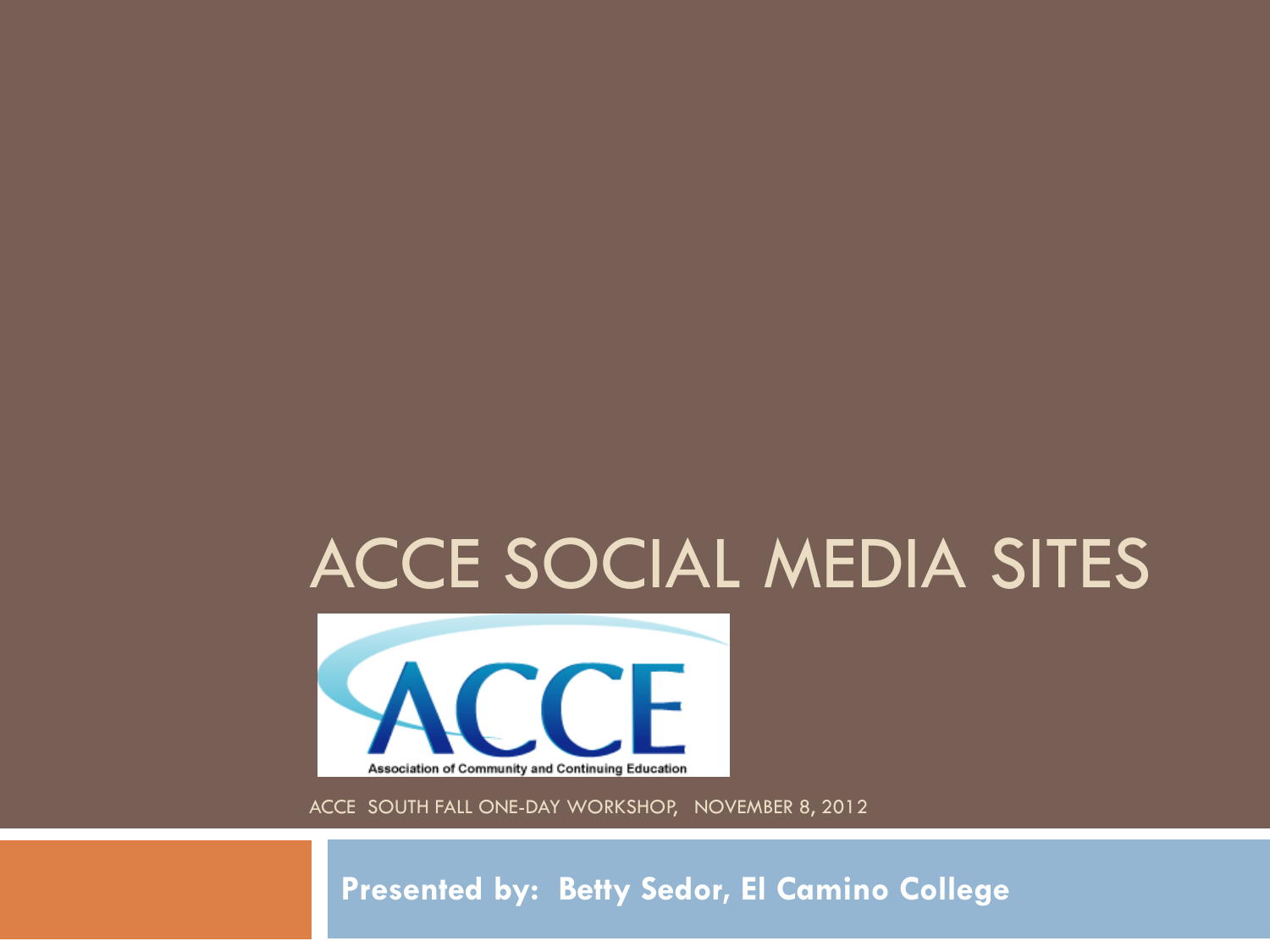# ACCE SOCIAL MEDIA SITES

ACCE SOUTH FALL ONE-DAY WORKSHOP, NOVEMBER 8, 2012

**Presented by: Betty Sedor, El Camino College**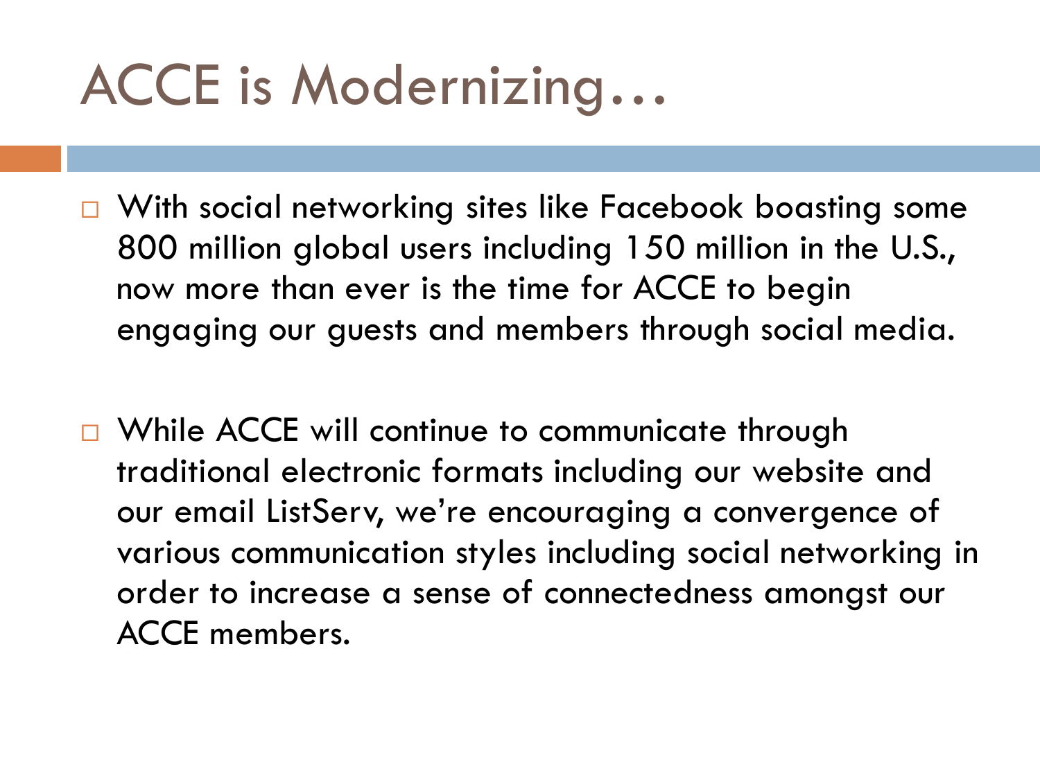# ACCE is Modernizing…

- With social networking sites like Facebook boasting some 800 million global users including 150 million in the U.S., now more than ever is the time for ACCE to begin engaging our guests and members through social media.

- While ACCE will continue to communicate through traditional electronic formats including our website and our email ListServ, we're encouraging a convergence of various communication styles including social networking in order to increase a sense of connectedness amongst our ACCE members.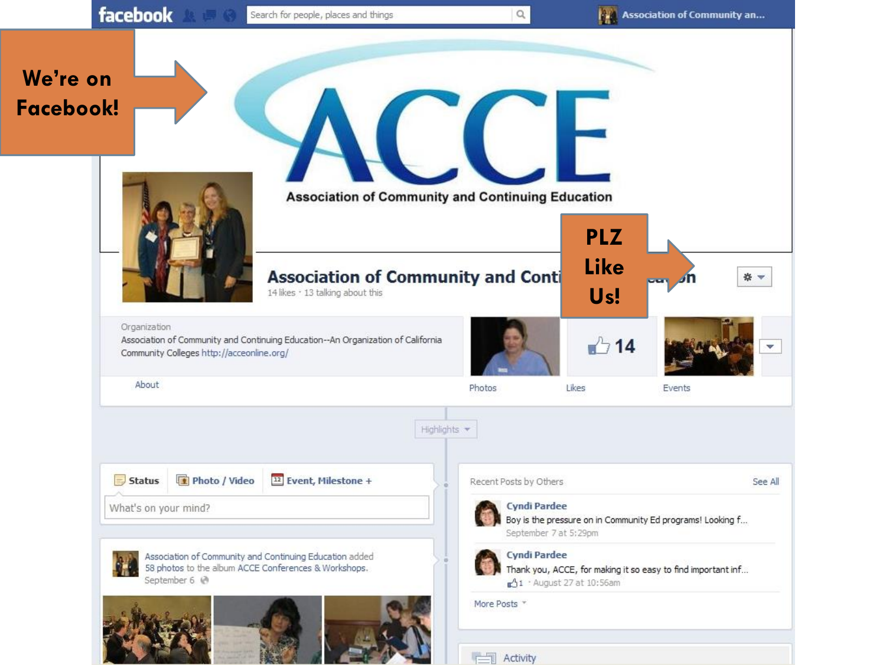We're on Facebook!

PLZ Like Us!

facebook

Search for people, places and things

Association of Community an...

ACCE

Association of Community and Continuing Education

**Association of Community and Continuing Education**

14 likes · 13 talking about this

Organization

Association of Community and Continuing Education--An Organization of California Community Colleges http://acceonline.org/

About

Photos

14

Likes

Events

Highlights

Status | Photo / Video | Event, Milestone +

What's on your mind?

Association of Community and Continuing Education added 58 photos to the album ACCE Conferences & Workshops.

September 6

Recent Posts by Others

See All

**Cyndi Pardee**

Boy is the pressure on in Community Ed programs! Looking f...

September 7 at 5:29pm

**Cyndi Pardee**

Thank you, ACCE, for making it so easy to find important inf...

1 · August 27 at 10:56am

More Posts

Activity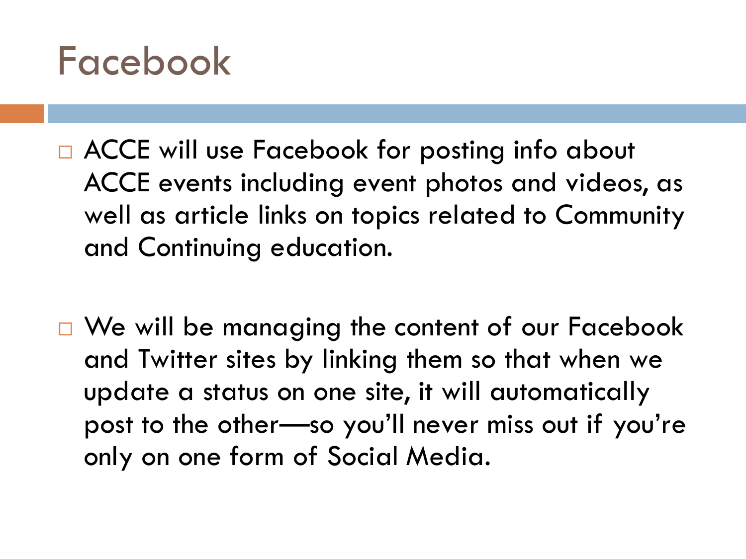# Facebook

- ACCE will use Facebook for posting info about ACCE events including event photos and videos, as well as article links on topics related to Community and Continuing education.

- We will be managing the content of our Facebook and Twitter sites by linking them so that when we update a status on one site, it will automatically post to the other—so you'll never miss out if you're only on one form of Social Media.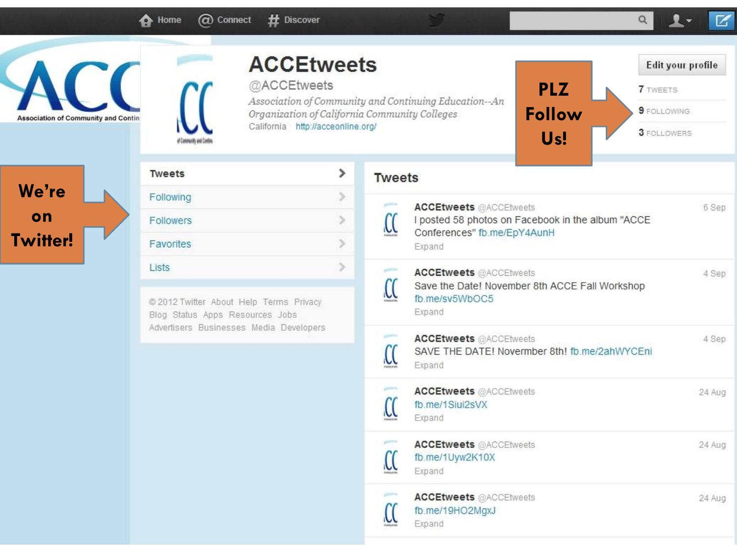We're on Twitter!

PLZ Follow Us!

# ACCEtweets

@ACCEtweets

*Association of Community and Continuing Education--An Organization of California Community Colleges*

California · http://acceonline.org/

Edit your profile

7 TWEETS

9 FOLLOWING

3 FOLLOWERS

- Tweets
- Following
- Followers
- Favorites
- Lists

© 2012 Twitter About Help Terms Privacy Blog Status Apps Resources Jobs Advertisers Businesses Media Developers

## Tweets

**ACCEtweets** @ACCEtweets — 6 Sep
I posted 58 photos on Facebook in the album "ACCE Conferences" fb.me/EpY4AunH
Expand

**ACCEtweets** @ACCEtweets — 4 Sep
Save the Date! November 8th ACCE Fall Workshop fb.me/sv5WbOC5
Expand

**ACCEtweets** @ACCEtweets — 4 Sep
SAVE THE DATE! Novermber 8th! fb.me/2ahWYCEni
Expand

**ACCEtweets** @ACCEtweets — 24 Aug
fb.me/1Siui2sVX
Expand

**ACCEtweets** @ACCEtweets — 24 Aug
fb.me/1Uyw2K10X
Expand

**ACCEtweets** @ACCEtweets — 24 Aug
fb.me/19HO2MgxJ
Expand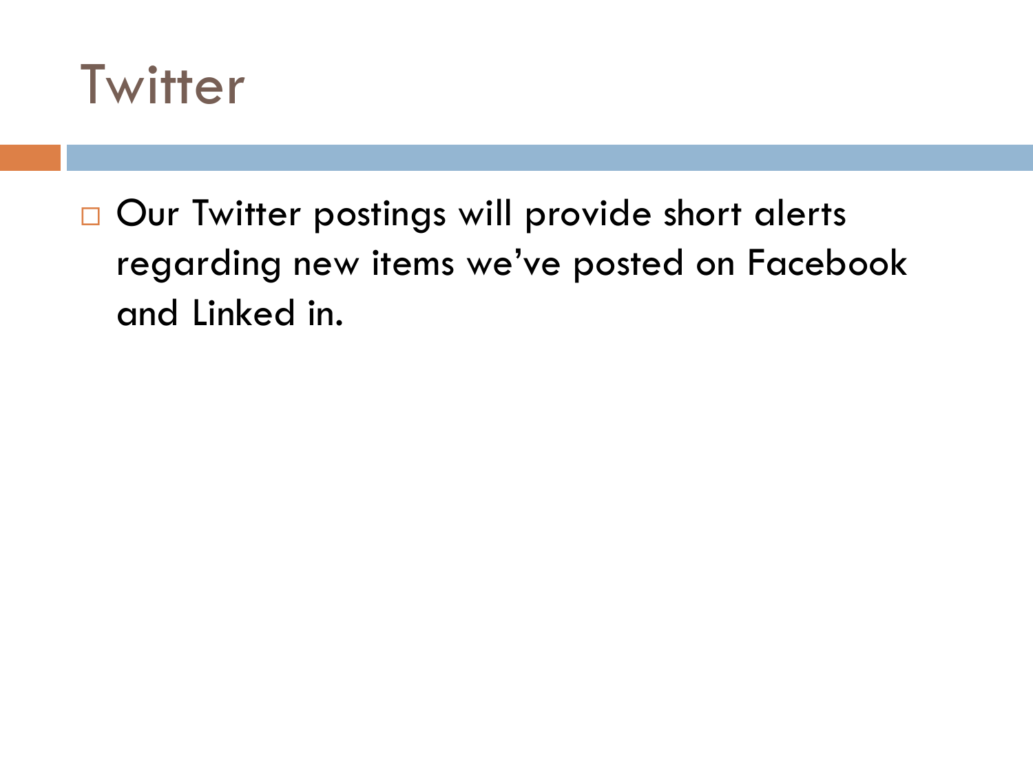# Twitter

- Our Twitter postings will provide short alerts regarding new items we've posted on Facebook and Linked in.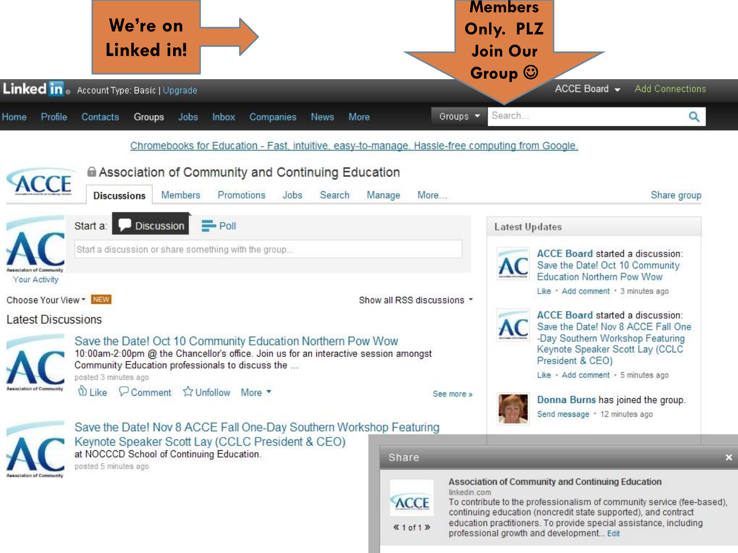**We're on Linked in!**

**Members Only. PLZ Join Our Group ☺**

Linked in. Account Type: Basic | Upgrade — ACCE Board — Add Connections

Home | Profile | Contacts | Groups | Jobs | Inbox | Companies | News | More — Groups — Search...

Chromebooks for Education - Fast, intuitive, easy-to-manage. Hassle-free computing from Google.

## Association of Community and Continuing Education

Discussions | Members | Promotions | Jobs | Search | Manage | More... — Share group

Start a: Discussion | Poll

Start a discussion or share something with the group...

Your Activity

Choose Your View — NEW — Show all RSS discussions

### Latest Discussions

**Save the Date! Oct 10 Community Education Northern Pow Wow**

10:00am-2:00pm @ the Chancellor's office. Join us for an interactive session amongst Community Education professionals to discuss the ...

posted 3 minutes ago

Like | Comment | Unfollow | More — See more »

**Save the Date! Nov 8 ACCE Fall One-Day Southern Workshop Featuring Keynote Speaker Scott Lay (CCLC President & CEO)**

at NOCCCD School of Continuing Education.

posted 5 minutes ago

### Latest Updates

**ACCE Board** started a discussion: Save the Date! Oct 10 Community Education Northern Pow Wow

Like • Add comment • 3 minutes ago

**ACCE Board** started a discussion: Save the Date! Nov 8 ACCE Fall One-Day Southern Workshop Featuring Keynote Speaker Scott Lay (CCLC President & CEO)

Like • Add comment • 5 minutes ago

**Donna Burns** has joined the group.

Send message • 12 minutes ago

### Share

**Association of Community and Continuing Education**

linkedin.com

To contribute to the professionalism of community service (fee-based), continuing education (noncredit state supported), and contract education practitioners. To provide special assistance, including professional growth and development... Edit

« 1 of 1 »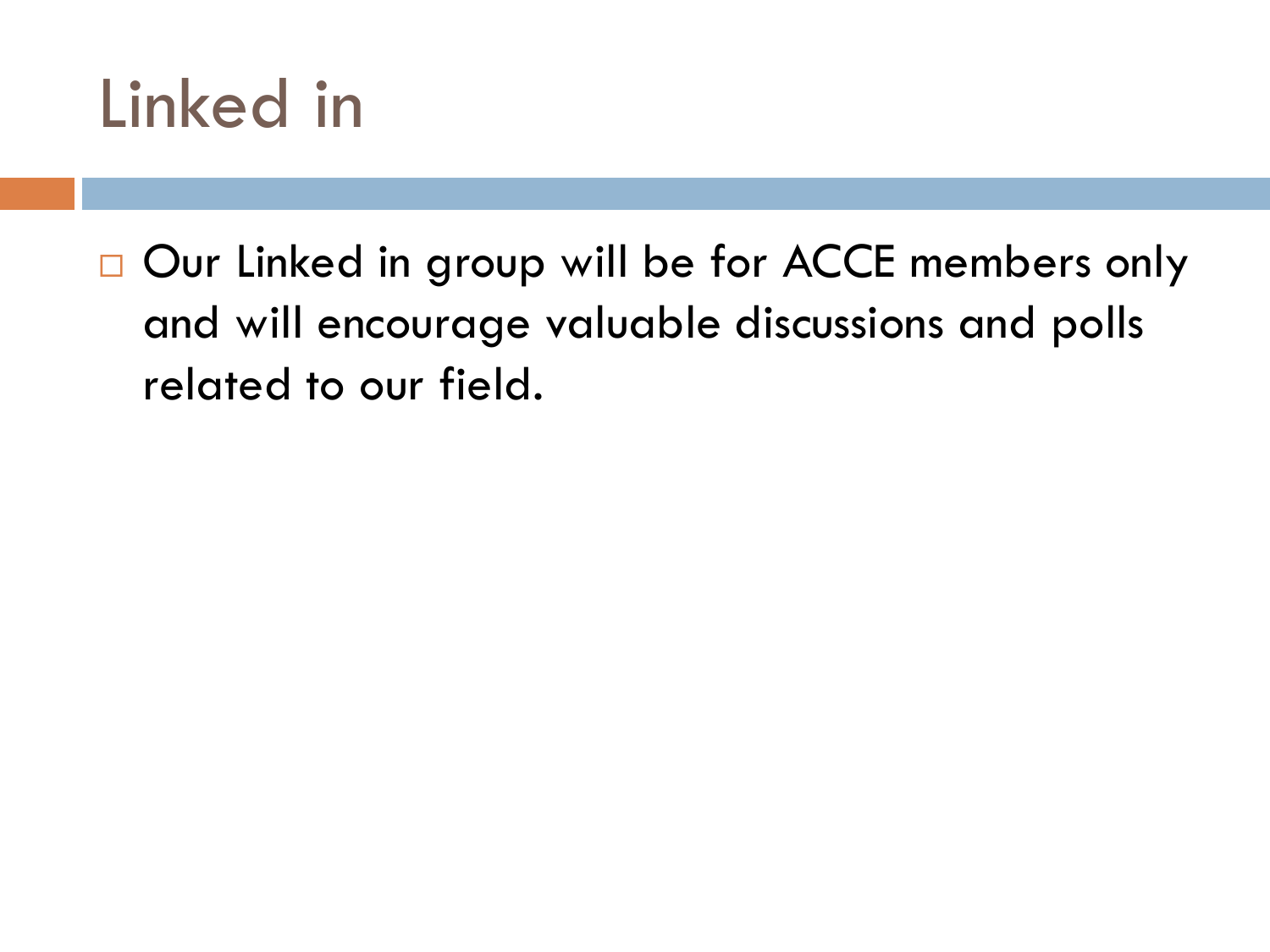# Linked in

- Our Linked in group will be for ACCE members only and will encourage valuable discussions and polls related to our field.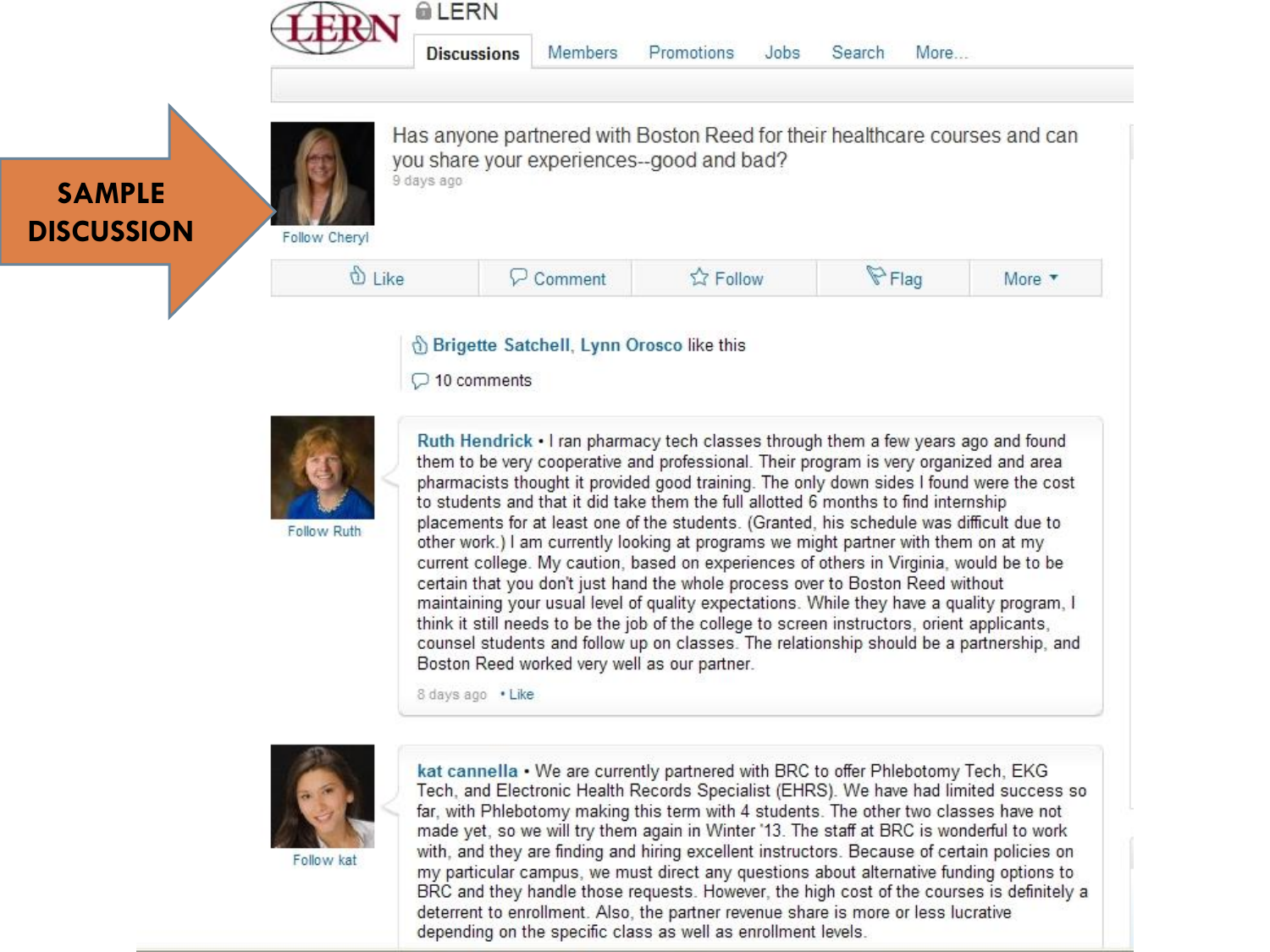**SAMPLE DISCUSSION**

LERN

Discussions | Members | Promotions | Jobs | Search | More...

Has anyone partnered with Boston Reed for their healthcare courses and can you share your experiences--good and bad?

9 days ago

Follow Cheryl

Like | Comment | Follow | Flag | More

Brigette Satchell, Lynn Orosco like this

10 comments

**Ruth Hendrick** • I ran pharmacy tech classes through them a few years ago and found them to be very cooperative and professional. Their program is very organized and area pharmacists thought it provided good training. The only down sides I found were the cost to students and that it did take them the full allotted 6 months to find internship placements for at least one of the students. (Granted, his schedule was difficult due to other work.) I am currently looking at programs we might partner with them on at my current college. My caution, based on experiences of others in Virginia, would be to be certain that you don't just hand the whole process over to Boston Reed without maintaining your usual level of quality expectations. While they have a quality program, I think it still needs to be the job of the college to screen instructors, orient applicants, counsel students and follow up on classes. The relationship should be a partnership, and Boston Reed worked very well as our partner.

8 days ago • Like

Follow Ruth

**kat cannella** • We are currently partnered with BRC to offer Phlebotomy Tech, EKG Tech, and Electronic Health Records Specialist (EHRS). We have had limited success so far, with Phlebotomy making this term with 4 students. The other two classes have not made yet, so we will try them again in Winter '13. The staff at BRC is wonderful to work with, and they are finding and hiring excellent instructors. Because of certain policies on my particular campus, we must direct any questions about alternative funding options to BRC and they handle those requests. However, the high cost of the courses is definitely a deterrent to enrollment. Also, the partner revenue share is more or less lucrative depending on the specific class as well as enrollment levels.

Follow kat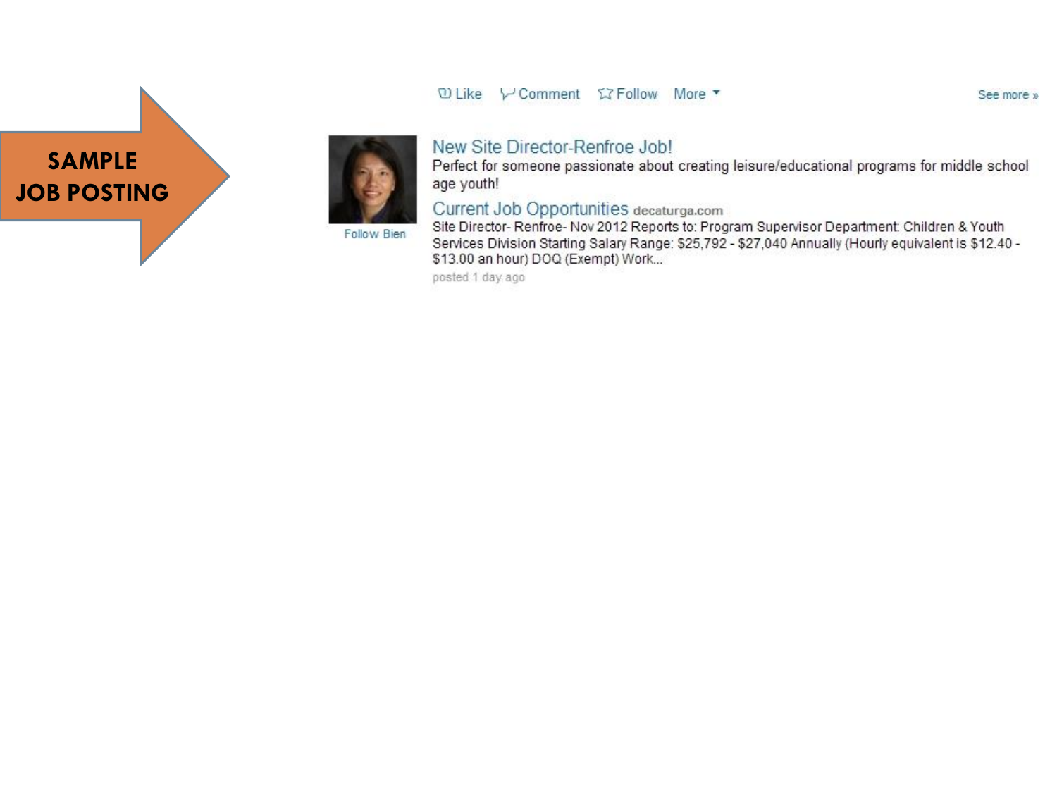**SAMPLE JOB POSTING**

Like · Comment · Follow · More

See more »

Follow Bien

### New Site Director-Renfroe Job!

Perfect for someone passionate about creating leisure/educational programs for middle school age youth!

**Current Job Opportunities** decaturga.com

Site Director- Renfroe- Nov 2012 Reports to: Program Supervisor Department: Children & Youth Services Division Starting Salary Range: $25,792 - $27,040 Annually (Hourly equivalent is $12.40 - $13.00 an hour) DOQ (Exempt) Work...

posted 1 day ago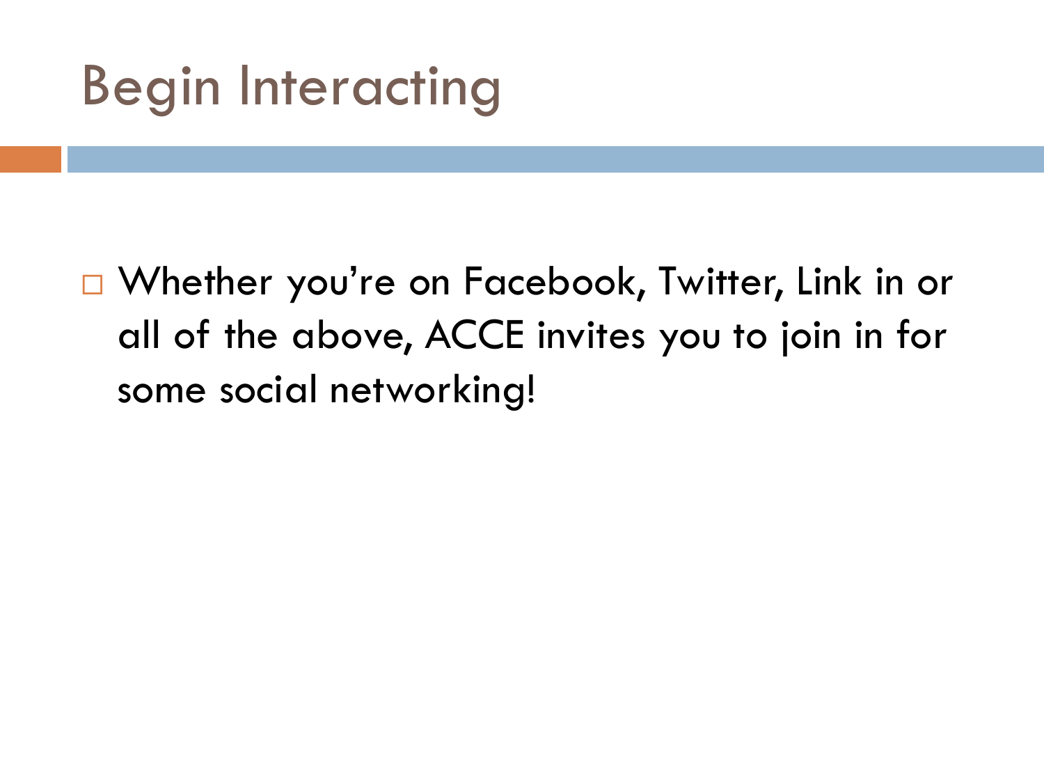# Begin Interacting

- Whether you're on Facebook, Twitter, Link in or all of the above, ACCE invites you to join in for some social networking!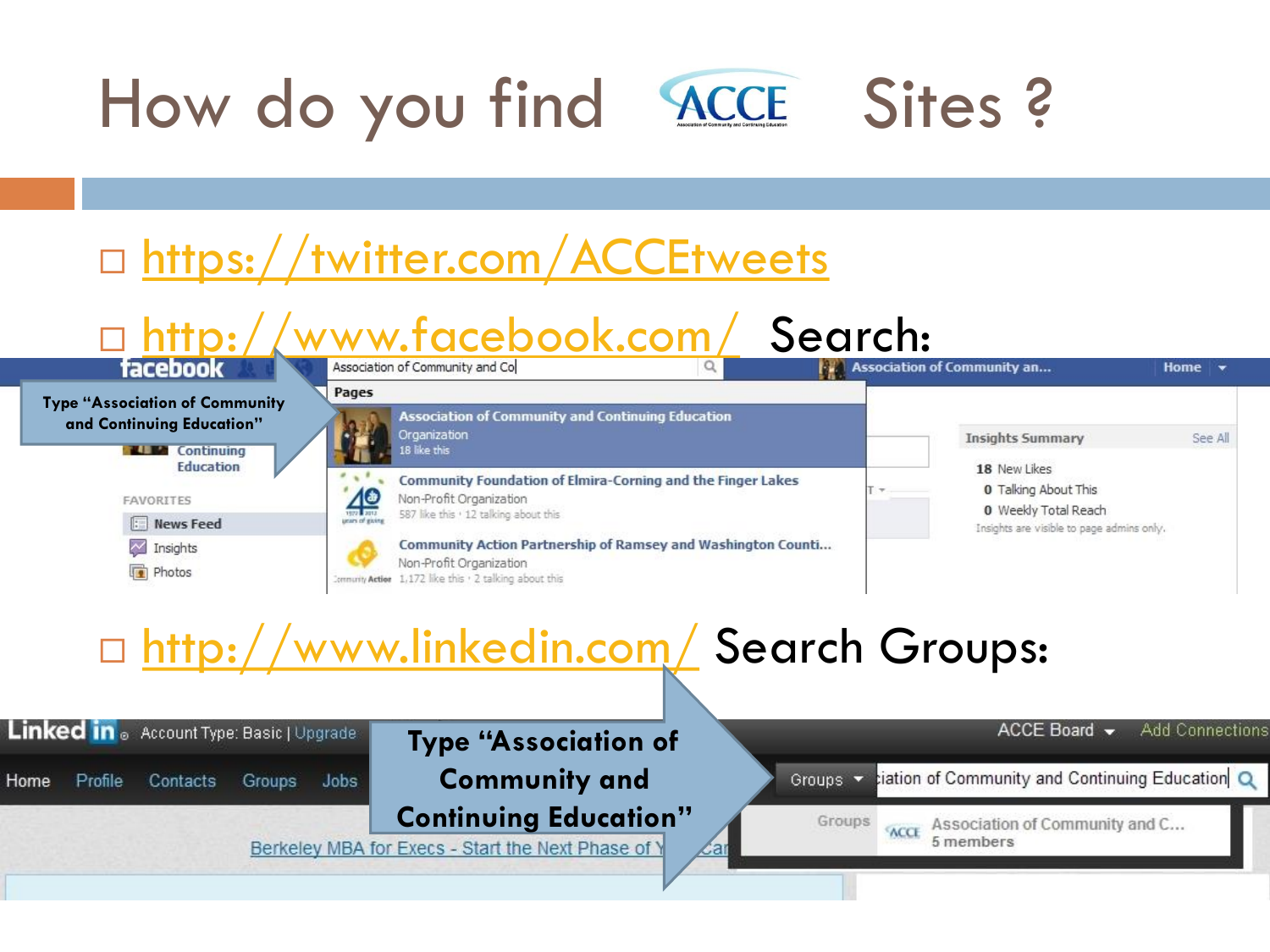# How do you find ACCE Sites ?

- https://twitter.com/ACCEtweets
- http://www.facebook.com/ Search:

Type "Association of Community and Continuing Education"

- http://www.linkedin.com/ Search Groups:

Type "Association of Community and Continuing Education"